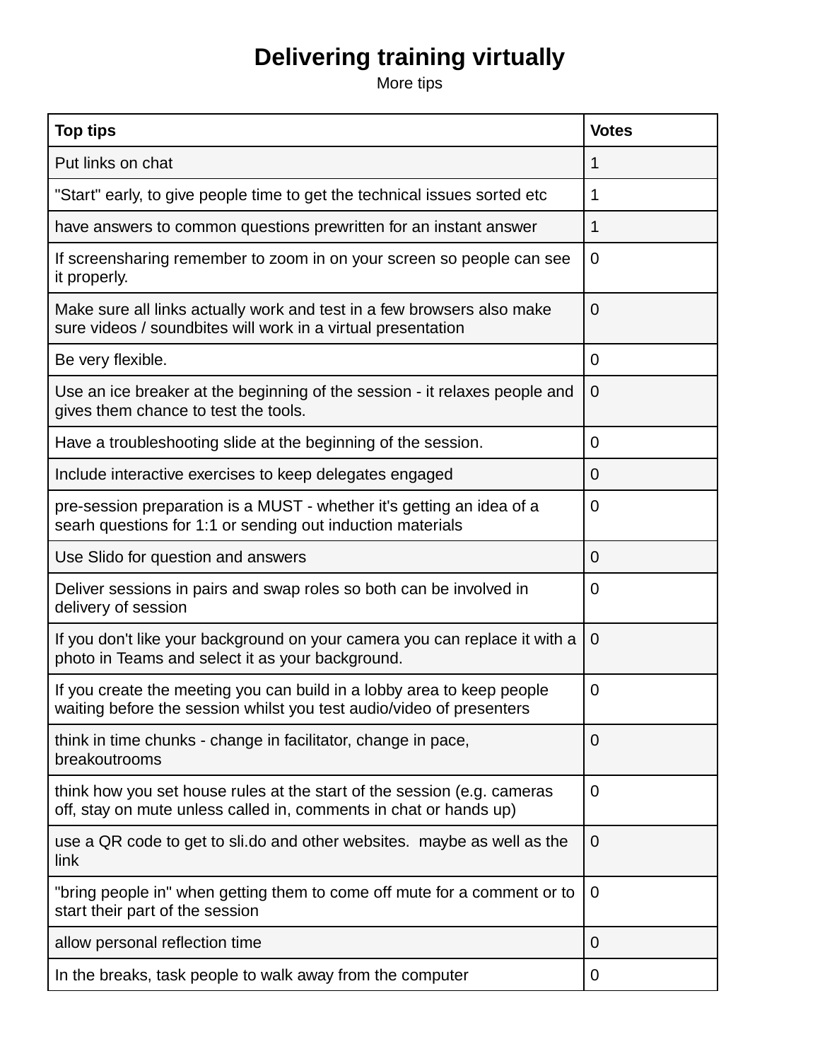# Delivering training virtually

More tips

| Top tips | Votes |
|---|---|
| Put links on chat | 1 |
| "Start" early, to give people time to get the technical issues sorted etc | 1 |
| have answers to common questions prewritten for an instant answer | 1 |
| If screensharing remember to zoom in on your screen so people can see it properly. | 0 |
| Make sure all links actually work and test in a few browsers also make sure videos / soundbites will work in a virtual presentation | 0 |
| Be very flexible. | 0 |
| Use an ice breaker at the beginning of the session - it relaxes people and gives them chance to test the tools. | 0 |
| Have a troubleshooting slide at the beginning of the session. | 0 |
| Include interactive exercises to keep delegates engaged | 0 |
| pre-session preparation is a MUST - whether it's getting an idea of a searh questions for 1:1 or sending out induction materials | 0 |
| Use Slido for question and answers | 0 |
| Deliver sessions in pairs and swap roles so both can be involved in delivery of session | 0 |
| If you don't like your background on your camera you can replace it with a photo in Teams and select it as your background. | 0 |
| If you create the meeting you can build in a lobby area to keep people waiting before the session whilst you test audio/video of presenters | 0 |
| think in time chunks - change in facilitator, change in pace, breakoutrooms | 0 |
| think how you set house rules at the start of the session (e.g. cameras off, stay on mute unless called in, comments in chat or hands up) | 0 |
| use a QR code to get to sli.do and other websites. maybe as well as the link | 0 |
| "bring people in" when getting them to come off mute for a comment or to start their part of the session | 0 |
| allow personal reflection time | 0 |
| In the breaks, task people to walk away from the computer | 0 |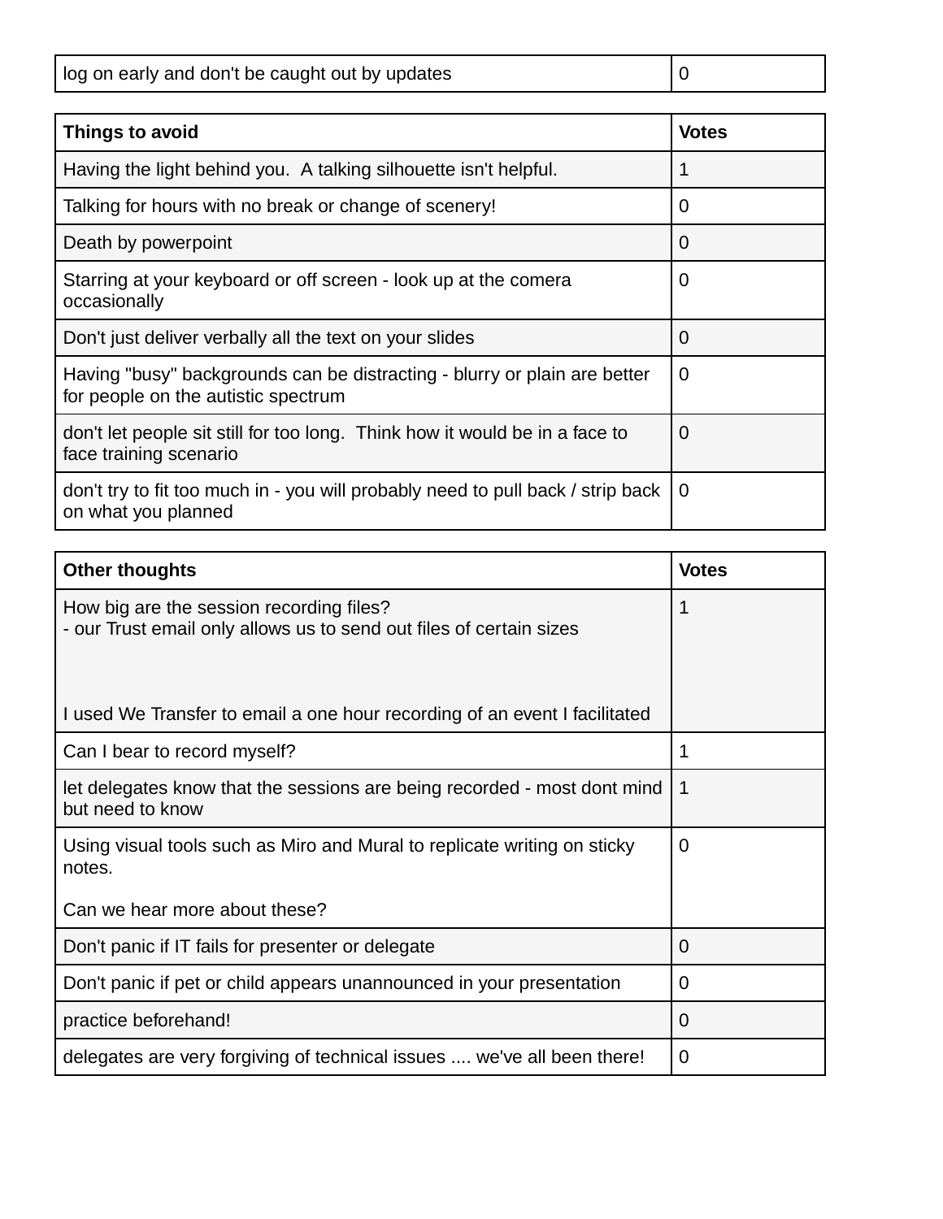| | |
|---|---|
| log on early and don't be caught out by updates | 0 |

| Things to avoid | Votes |
|---|---|
| Having the light behind you. A talking silhouette isn't helpful. | 1 |
| Talking for hours with no break or change of scenery! | 0 |
| Death by powerpoint | 0 |
| Starring at your keyboard or off screen - look up at the comera occasionally | 0 |
| Don't just deliver verbally all the text on your slides | 0 |
| Having "busy" backgrounds can be distracting - blurry or plain are better for people on the autistic spectrum | 0 |
| don't let people sit still for too long. Think how it would be in a face to face training scenario | 0 |
| don't try to fit too much in - you will probably need to pull back / strip back on what you planned | 0 |

| Other thoughts | Votes |
|---|---|
| How big are the session recording files?<br>- our Trust email only allows us to send out files of certain sizes<br><br>I used We Transfer to email a one hour recording of an event I facilitated | 1 |
| Can I bear to record myself? | 1 |
| let delegates know that the sessions are being recorded - most dont mind but need to know | 1 |
| Using visual tools such as Miro and Mural to replicate writing on sticky notes.<br><br>Can we hear more about these? | 0 |
| Don't panic if IT fails for presenter or delegate | 0 |
| Don't panic if pet or child appears unannounced in your presentation | 0 |
| practice beforehand! | 0 |
| delegates are very forgiving of technical issues .... we've all been there! | 0 |